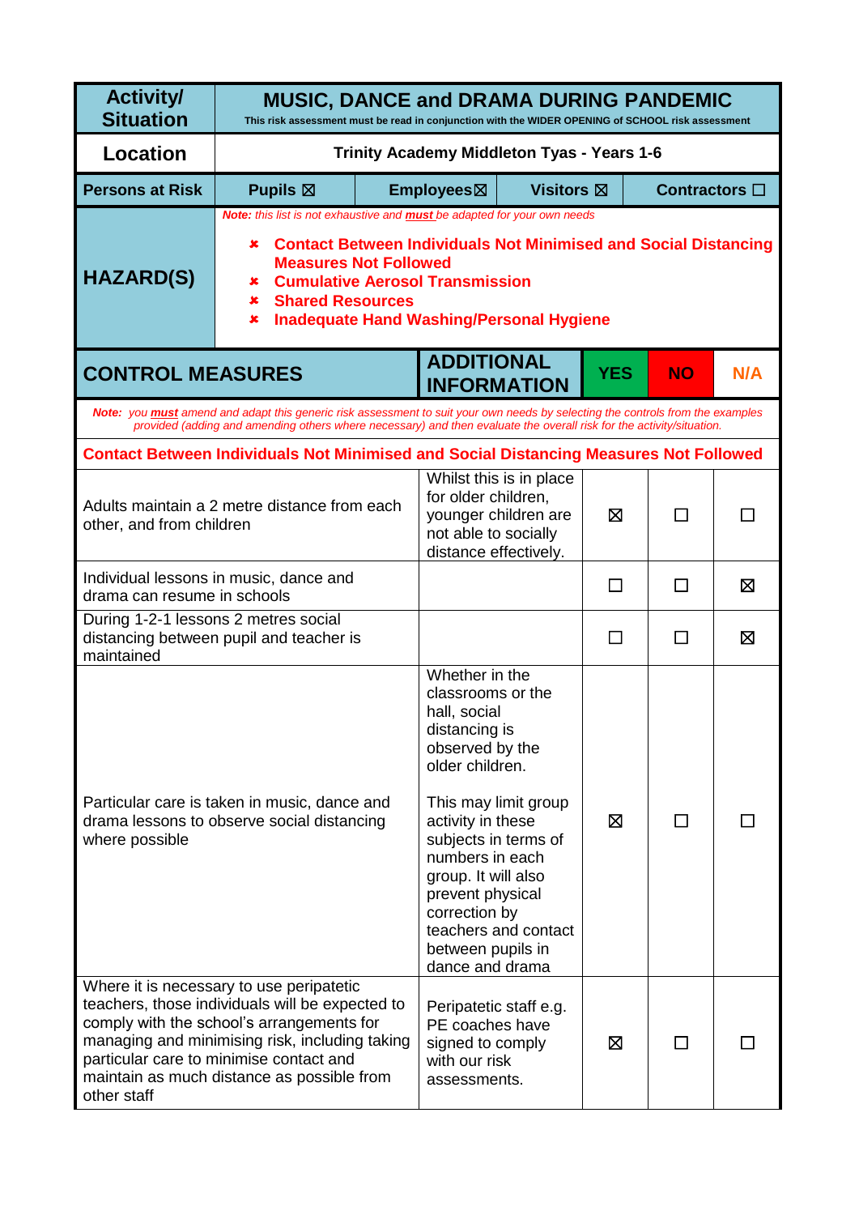| Activity/ Situation | MUSIC, DANCE and DRAMA DURING PANDEMIC<br>This risk assessment must be read in conjunction with the WIDER OPENING of SCHOOL risk assessment | | | |
|---|---|---|---|---|
| **Location** | **Trinity Academy Middleton Tyas - Years 1-6** | | | |
| **Persons at Risk** | **Pupils ☒** | **Employees☒** | **Visitors ☒** | **Contractors ☐** |
| **HAZARD(S)** | *Note: this list is not exhaustive and **must** be adapted for your own needs*<br>✘ **Contact Between Individuals Not Minimised and Social Distancing Measures Not Followed**<br>✘ **Cumulative Aerosol Transmission**<br>✘ **Shared Resources**<br>✘ **Inadequate Hand Washing/Personal Hygiene** | | | |

| CONTROL MEASURES | ADDITIONAL INFORMATION | YES | NO | N/A |
|---|---|---|---|---|
| *Note: you **must** amend and adapt this generic risk assessment to suit your own needs by selecting the controls from the examples provided (adding and amending others where necessary) and then evaluate the overall risk for the activity/situation.* | | | | |
| **Contact Between Individuals Not Minimised and Social Distancing Measures Not Followed** | | | | |
| Adults maintain a 2 metre distance from each other, and from children | Whilst this is in place for older children, younger children are not able to socially distance effectively. | ☒ | ☐ | ☐ |
| Individual lessons in music, dance and drama can resume in schools | | ☐ | ☐ | ☒ |
| During 1-2-1 lessons 2 metres social distancing between pupil and teacher is maintained | | ☐ | ☐ | ☒ |
| Particular care is taken in music, dance and drama lessons to observe social distancing where possible | Whether in the classrooms or the hall, social distancing is observed by the older children.<br><br>This may limit group activity in these subjects in terms of numbers in each group. It will also prevent physical correction by teachers and contact between pupils in dance and drama | ☒ | ☐ | ☐ |
| Where it is necessary to use peripatetic teachers, those individuals will be expected to comply with the school's arrangements for managing and minimising risk, including taking particular care to minimise contact and maintain as much distance as possible from other staff | Peripatetic staff e.g. PE coaches have signed to comply with our risk assessments. | ☒ | ☐ | ☐ |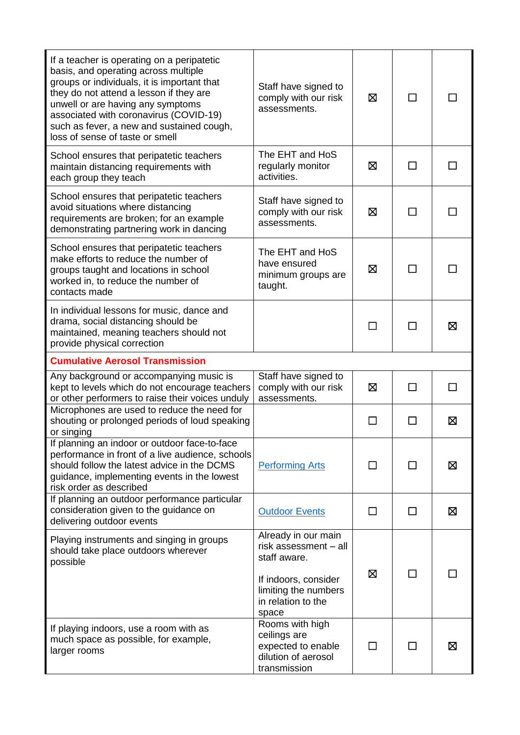| | | | | |
|---|---|---|---|---|
| If a teacher is operating on a peripatetic basis, and operating across multiple groups or individuals, it is important that they do not attend a lesson if they are unwell or are having any symptoms associated with coronavirus (COVID-19) such as fever, a new and sustained cough, loss of sense of taste or smell | Staff have signed to comply with our risk assessments. | ☒ | ☐ | ☐ |
| School ensures that peripatetic teachers maintain distancing requirements with each group they teach | The EHT and HoS regularly monitor activities. | ☒ | ☐ | ☐ |
| School ensures that peripatetic teachers avoid situations where distancing requirements are broken; for an example demonstrating partnering work in dancing | Staff have signed to comply with our risk assessments. | ☒ | ☐ | ☐ |
| School ensures that peripatetic teachers make efforts to reduce the number of groups taught and locations in school worked in, to reduce the number of contacts made | The EHT and HoS have ensured minimum groups are taught. | ☒ | ☐ | ☐ |
| In individual lessons for music, dance and drama, social distancing should be maintained, meaning teachers should not provide physical correction | | ☐ | ☐ | ☒ |
| **Cumulative Aerosol Transmission** | | | | |
| Any background or accompanying music is kept to levels which do not encourage teachers or other performers to raise their voices unduly | Staff have signed to comply with our risk assessments. | ☒ | ☐ | ☐ |
| Microphones are used to reduce the need for shouting or prolonged periods of loud speaking or singing | | ☐ | ☐ | ☒ |
| If planning an indoor or outdoor face-to-face performance in front of a live audience, schools should follow the latest advice in the DCMS guidance, implementing events in the lowest risk order as described | Performing Arts | ☐ | ☐ | ☒ |
| If planning an outdoor performance particular consideration given to the guidance on delivering outdoor events | Outdoor Events | ☐ | ☐ | ☒ |
| Playing instruments and singing in groups should take place outdoors wherever possible | Already in our main risk assessment – all staff aware.<br><br>If indoors, consider limiting the numbers in relation to the space | ☒ | ☐ | ☐ |
| If playing indoors, use a room with as much space as possible, for example, larger rooms | Rooms with high ceilings are expected to enable dilution of aerosol transmission | ☐ | ☐ | ☒ |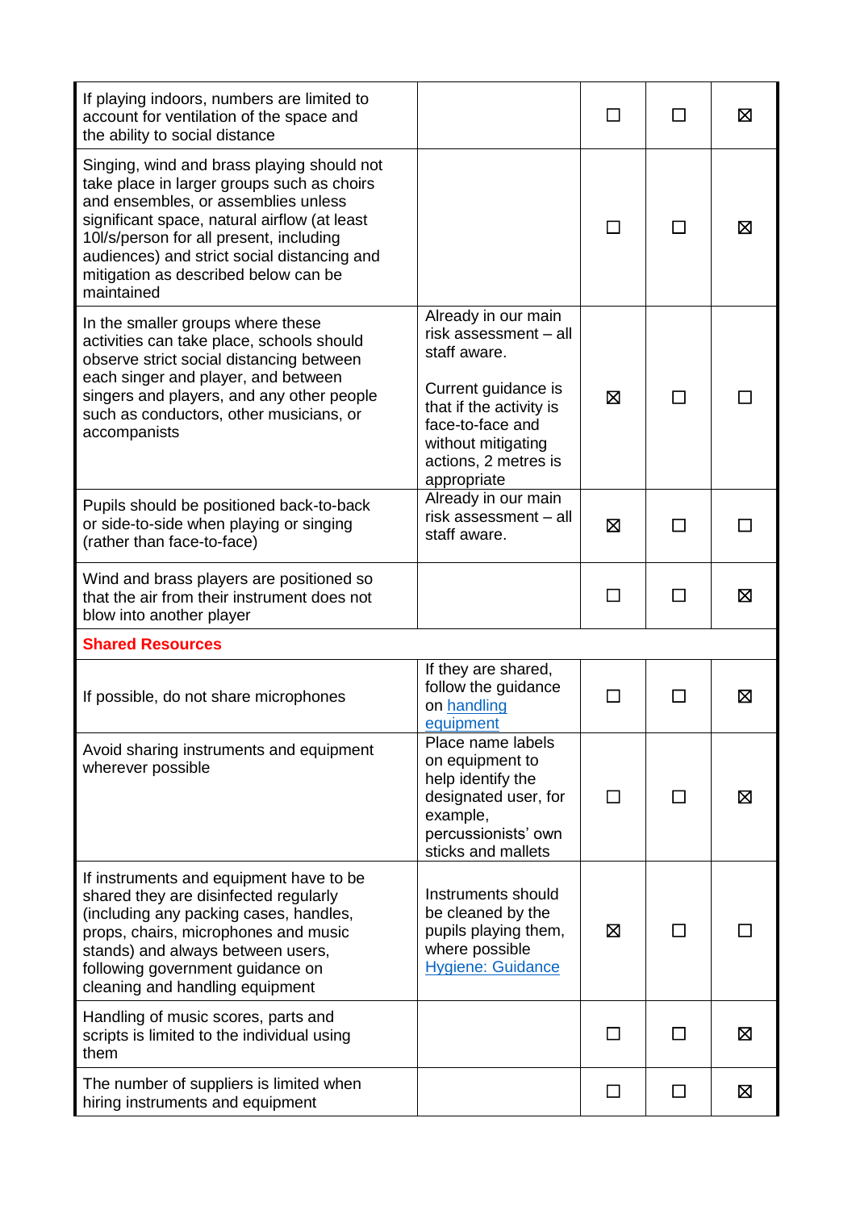| | | | | |
|---|---|---|---|---|
| If playing indoors, numbers are limited to account for ventilation of the space and the ability to social distance | | ☐ | ☐ | ☒ |
| Singing, wind and brass playing should not take place in larger groups such as choirs and ensembles, or assemblies unless significant space, natural airflow (at least 10l/s/person for all present, including audiences) and strict social distancing and mitigation as described below can be maintained | | ☐ | ☐ | ☒ |
| In the smaller groups where these activities can take place, schools should observe strict social distancing between each singer and player, and between singers and players, and any other people such as conductors, other musicians, or accompanists | Already in our main risk assessment – all staff aware.<br><br>Current guidance is that if the activity is face-to-face and without mitigating actions, 2 metres is appropriate | ☒ | ☐ | ☐ |
| Pupils should be positioned back-to-back or side-to-side when playing or singing (rather than face-to-face) | Already in our main risk assessment – all staff aware. | ☒ | ☐ | ☐ |
| Wind and brass players are positioned so that the air from their instrument does not blow into another player | | ☐ | ☐ | ☒ |
| **Shared Resources** | | | | |
| If possible, do not share microphones | If they are shared, follow the guidance on [handling equipment](#) | ☐ | ☐ | ☒ |
| Avoid sharing instruments and equipment wherever possible | Place name labels on equipment to help identify the designated user, for example, percussionists' own sticks and mallets | ☐ | ☐ | ☒ |
| If instruments and equipment have to be shared they are disinfected regularly (including any packing cases, handles, props, chairs, microphones and music stands) and always between users, following government guidance on cleaning and handling equipment | Instruments should be cleaned by the pupils playing them, where possible [Hygiene: Guidance](#) | ☒ | ☐ | ☐ |
| Handling of music scores, parts and scripts is limited to the individual using them | | ☐ | ☐ | ☒ |
| The number of suppliers is limited when hiring instruments and equipment | | ☐ | ☐ | ☒ |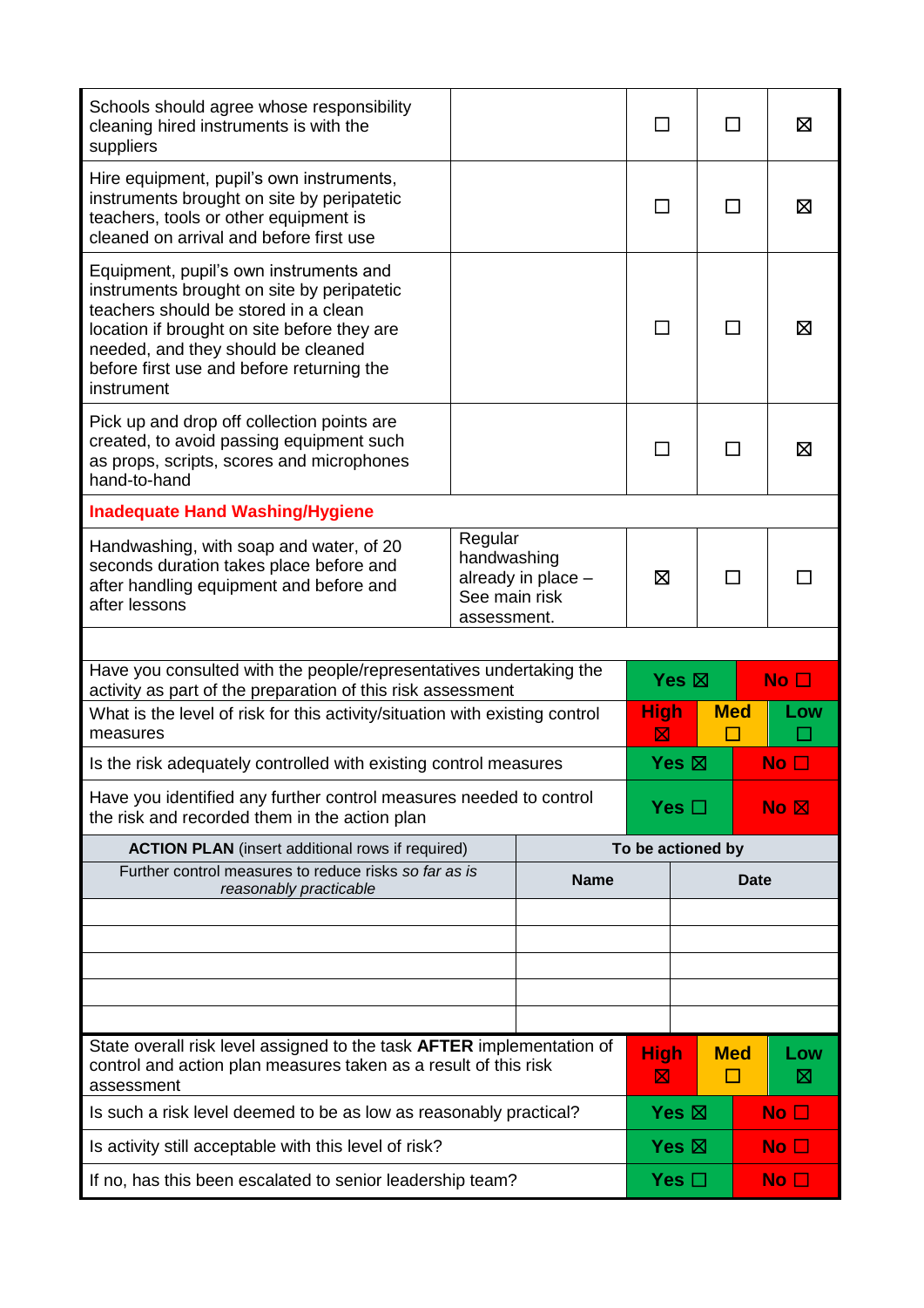| | | | | |
|---|---|---|---|---|
| Schools should agree whose responsibility cleaning hired instruments is with the suppliers | | ☐ | ☐ | ☒ |
| Hire equipment, pupil's own instruments, instruments brought on site by peripatetic teachers, tools or other equipment is cleaned on arrival and before first use | | ☐ | ☐ | ☒ |
| Equipment, pupil's own instruments and instruments brought on site by peripatetic teachers should be stored in a clean location if brought on site before they are needed, and they should be cleaned before first use and before returning the instrument | | ☐ | ☐ | ☒ |
| Pick up and drop off collection points are created, to avoid passing equipment such as props, scripts, scores and microphones hand-to-hand | | ☐ | ☐ | ☒ |
| **Inadequate Hand Washing/Hygiene** | | | | |
| Handwashing, with soap and water, of 20 seconds duration takes place before and after handling equipment and before and after lessons | Regular handwashing already in place – See main risk assessment. | ☒ | ☐ | ☐ |

| | | | |
|---|---|---|---|
| Have you consulted with the people/representatives undertaking the activity as part of the preparation of this risk assessment | Yes ☒ | | No ☐ |
| What is the level of risk for this activity/situation with existing control measures | High ☒ | Med ☐ | Low ☐ |
| Is the risk adequately controlled with existing control measures | Yes ☒ | | No ☐ |
| Have you identified any further control measures needed to control the risk and recorded them in the action plan | Yes ☐ | | No ☒ |

| **ACTION PLAN** (insert additional rows if required) | **To be actioned by** | |
|---|---|---|
| Further control measures to reduce risks *so far as is reasonably practicable* | **Name** | **Date** |
| | | |
| | | |
| | | |
| | | |
| | | |

| | | | |
|---|---|---|---|
| State overall risk level assigned to the task **AFTER** implementation of control and action plan measures taken as a result of this risk assessment | High ☒ | Med ☐ | Low ☒ |
| Is such a risk level deemed to be as low as reasonably practical? | Yes ☒ | | No ☐ |
| Is activity still acceptable with this level of risk? | Yes ☒ | | No ☐ |
| If no, has this been escalated to senior leadership team? | Yes ☐ | | No ☐ |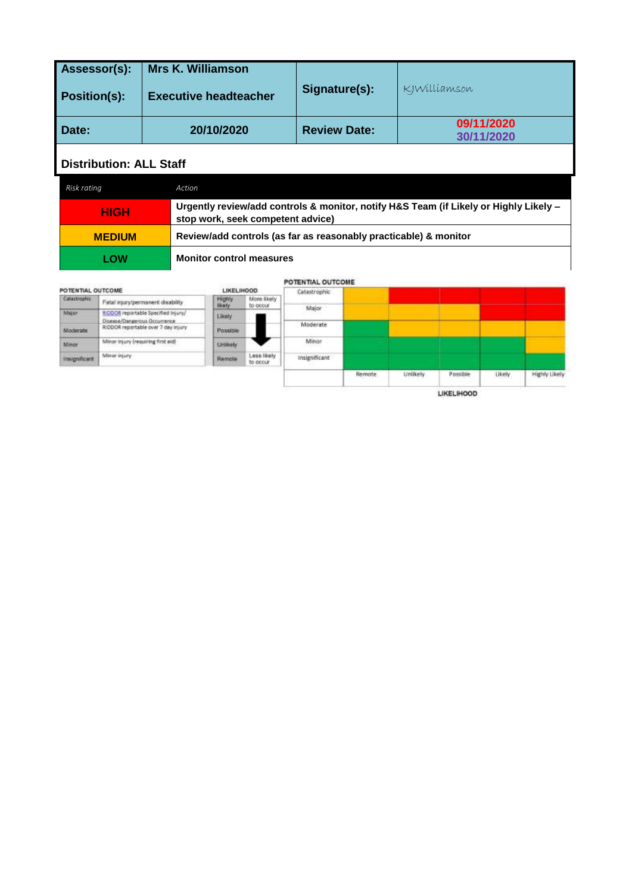| | | | |
|---|---|---|---|
| **Assessor(s):** | **Mrs K. Williamson** | **Signature(s):** | KJWilliamson |
| **Position(s):** | **Executive headteacher** | | |
| **Date:** | **20/10/2020** | **Review Date:** | **09/11/2020** **30/11/2020** |

**Distribution: ALL Staff**

| *Risk rating* | *Action* |
|---|---|
| **HIGH** | **Urgently review/add controls & monitor, notify H&S Team (if Likely or Highly Likely – stop work, seek competent advice)** |
| **MEDIUM** | **Review/add controls (as far as reasonably practicable) & monitor** |
| **LOW** | **Monitor control measures** |

| POTENTIAL OUTCOME | |
|---|---|
| Catastrophic | Fatal injury/permanent disability |
| Major | RIDDOR reportable Specified Injury/ Disease/Dangerous Occurrence |
| Moderate | RIDDOR reportable over 7 day injury |
| Minor | Minor injury (requiring first aid) |
| Insignificant | Minor injury |

| LIKELIHOOD | |
|---|---|
| Highly likely | More likely to occur |
| Likely | |
| Possible | |
| Unlikely | |
| Remote | Less likely to occur |

POTENTIAL OUTCOME

Catastrophic

Major

Moderate

Minor

Insignificant

Remote

Unlikely

Possible

Likely

Highly Likely

LIKELIHOOD